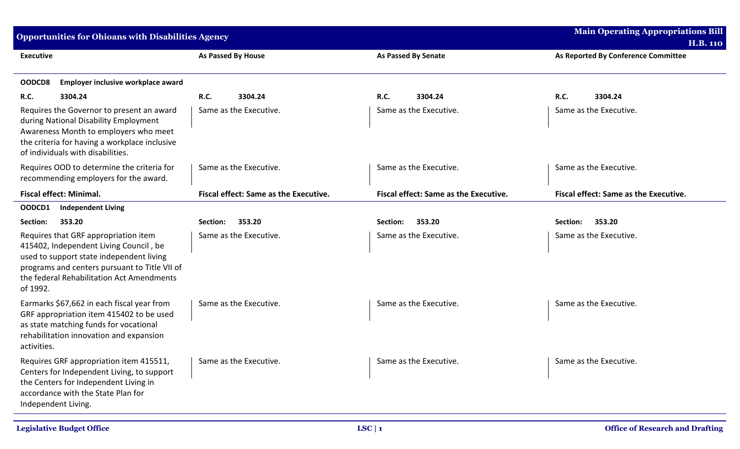## Opportunities for Ohioans with Disabilities Agency

**Main Operating Appropriations Bill H.B. 110**

| Executive | As Passed By House | As Passed By Senate | As Reported By Conference Committee |
|---|---|---|---|
| **OODCD8 Employer inclusive workplace award** | | | |
| **R.C. 3304.24** | **R.C. 3304.24** | **R.C. 3304.24** | **R.C. 3304.24** |
| Requires the Governor to present an award during National Disability Employment Awareness Month to employers who meet the criteria for having a workplace inclusive of individuals with disabilities. | Same as the Executive. | Same as the Executive. | Same as the Executive. |
| Requires OOD to determine the criteria for recommending employers for the award. | Same as the Executive. | Same as the Executive. | Same as the Executive. |
| **Fiscal effect: Minimal.** | **Fiscal effect: Same as the Executive.** | **Fiscal effect: Same as the Executive.** | **Fiscal effect: Same as the Executive.** |
| **OODCD1 Independent Living** | | | |
| **Section: 353.20** | **Section: 353.20** | **Section: 353.20** | **Section: 353.20** |
| Requires that GRF appropriation item 415402, Independent Living Council , be used to support state independent living programs and centers pursuant to Title VII of the federal Rehabilitation Act Amendments of 1992. | Same as the Executive. | Same as the Executive. | Same as the Executive. |
| Earmarks $67,662 in each fiscal year from GRF appropriation item 415402 to be used as state matching funds for vocational rehabilitation innovation and expansion activities. | Same as the Executive. | Same as the Executive. | Same as the Executive. |
| Requires GRF appropriation item 415511, Centers for Independent Living, to support the Centers for Independent Living in accordance with the State Plan for Independent Living. | Same as the Executive. | Same as the Executive. | Same as the Executive. |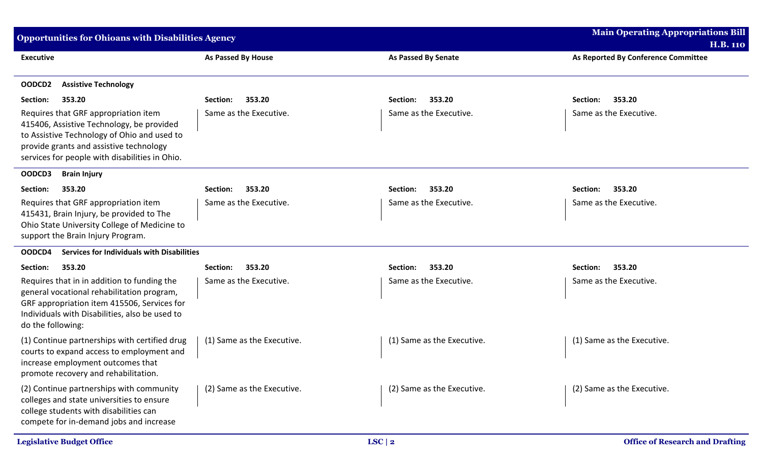| Executive | As Passed By House | As Passed By Senate | As Reported By Conference Committee |
|---|---|---|---|
| **OODCD2 Assistive Technology** | | | |
| **Section: 353.20** | **Section: 353.20** | **Section: 353.20** | **Section: 353.20** |
| Requires that GRF appropriation item 415406, Assistive Technology, be provided to Assistive Technology of Ohio and used to provide grants and assistive technology services for people with disabilities in Ohio. | Same as the Executive. | Same as the Executive. | Same as the Executive. |
| **OODCD3 Brain Injury** | | | |
| **Section: 353.20** | **Section: 353.20** | **Section: 353.20** | **Section: 353.20** |
| Requires that GRF appropriation item 415431, Brain Injury, be provided to The Ohio State University College of Medicine to support the Brain Injury Program. | Same as the Executive. | Same as the Executive. | Same as the Executive. |
| **OODCD4 Services for Individuals with Disabilities** | | | |
| **Section: 353.20** | **Section: 353.20** | **Section: 353.20** | **Section: 353.20** |
| Requires that in in addition to funding the general vocational rehabilitation program, GRF appropriation item 415506, Services for Individuals with Disabilities, also be used to do the following: | Same as the Executive. | Same as the Executive. | Same as the Executive. |
| (1) Continue partnerships with certified drug courts to expand access to employment and increase employment outcomes that promote recovery and rehabilitation. | (1) Same as the Executive. | (1) Same as the Executive. | (1) Same as the Executive. |
| (2) Continue partnerships with community colleges and state universities to ensure college students with disabilities can compete for in-demand jobs and increase | (2) Same as the Executive. | (2) Same as the Executive. | (2) Same as the Executive. |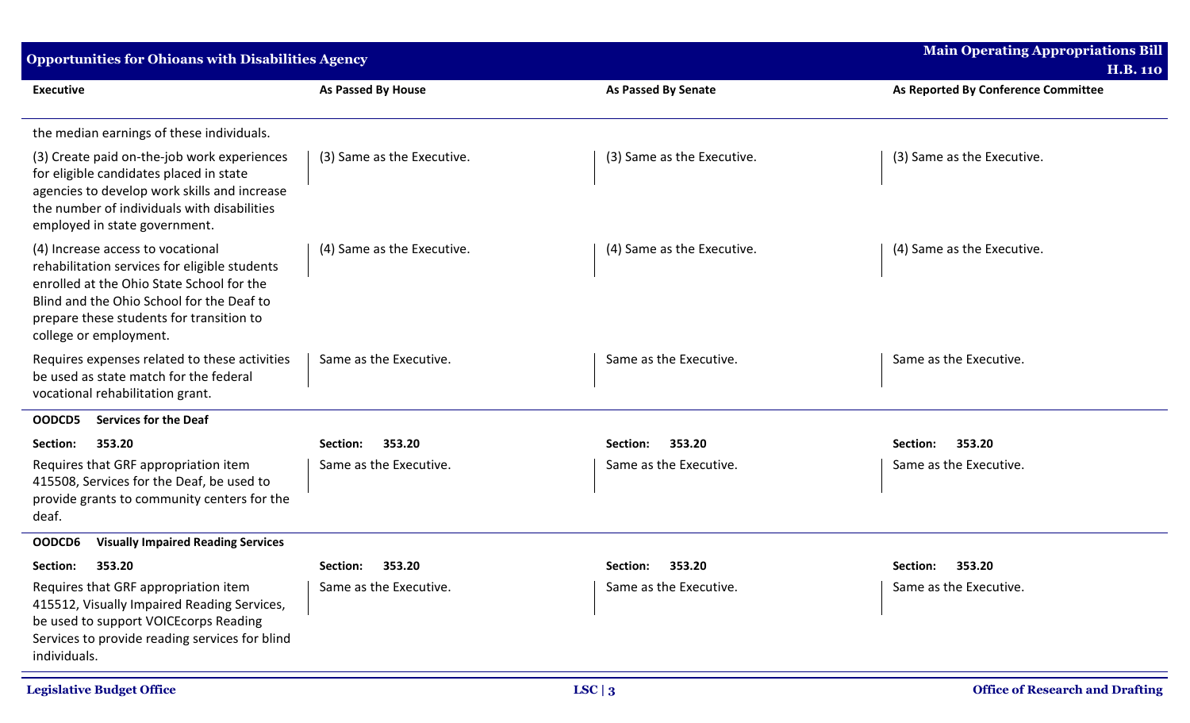| Executive | As Passed By House | As Passed By Senate | As Reported By Conference Committee |
|---|---|---|---|
| the median earnings of these individuals. | | | |
| (3) Create paid on-the-job work experiences for eligible candidates placed in state agencies to develop work skills and increase the number of individuals with disabilities employed in state government. | (3) Same as the Executive. | (3) Same as the Executive. | (3) Same as the Executive. |
| (4) Increase access to vocational rehabilitation services for eligible students enrolled at the Ohio State School for the Blind and the Ohio School for the Deaf to prepare these students for transition to college or employment. | (4) Same as the Executive. | (4) Same as the Executive. | (4) Same as the Executive. |
| Requires expenses related to these activities be used as state match for the federal vocational rehabilitation grant. | Same as the Executive. | Same as the Executive. | Same as the Executive. |
| **OODCD5 Services for the Deaf** | | | |
| **Section: 353.20** | **Section: 353.20** | **Section: 353.20** | **Section: 353.20** |
| Requires that GRF appropriation item 415508, Services for the Deaf, be used to provide grants to community centers for the deaf. | Same as the Executive. | Same as the Executive. | Same as the Executive. |
| **OODCD6 Visually Impaired Reading Services** | | | |
| **Section: 353.20** | **Section: 353.20** | **Section: 353.20** | **Section: 353.20** |
| Requires that GRF appropriation item 415512, Visually Impaired Reading Services, be used to support VOICEcorps Reading Services to provide reading services for blind individuals. | Same as the Executive. | Same as the Executive. | Same as the Executive. |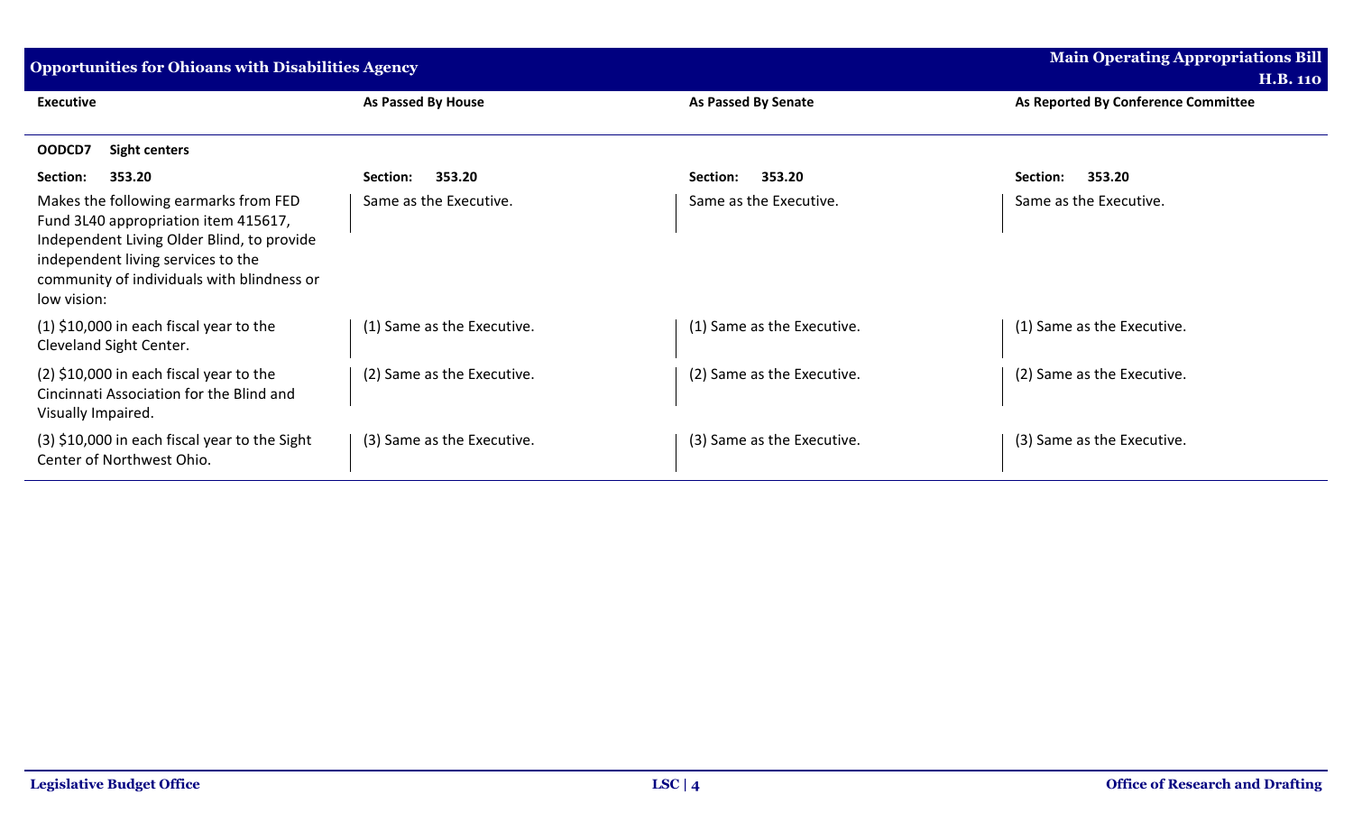| Executive | As Passed By House | As Passed By Senate | As Reported By Conference Committee |
|---|---|---|---|
| **OODCD7 Sight centers** | | | |
| **Section: 353.20** | **Section: 353.20** | **Section: 353.20** | **Section: 353.20** |
| Makes the following earmarks from FED Fund 3L40 appropriation item 415617, Independent Living Older Blind, to provide independent living services to the community of individuals with blindness or low vision: | Same as the Executive. | Same as the Executive. | Same as the Executive. |
| (1) $10,000 in each fiscal year to the Cleveland Sight Center. | (1) Same as the Executive. | (1) Same as the Executive. | (1) Same as the Executive. |
| (2) $10,000 in each fiscal year to the Cincinnati Association for the Blind and Visually Impaired. | (2) Same as the Executive. | (2) Same as the Executive. | (2) Same as the Executive. |
| (3) $10,000 in each fiscal year to the Sight Center of Northwest Ohio. | (3) Same as the Executive. | (3) Same as the Executive. | (3) Same as the Executive. |